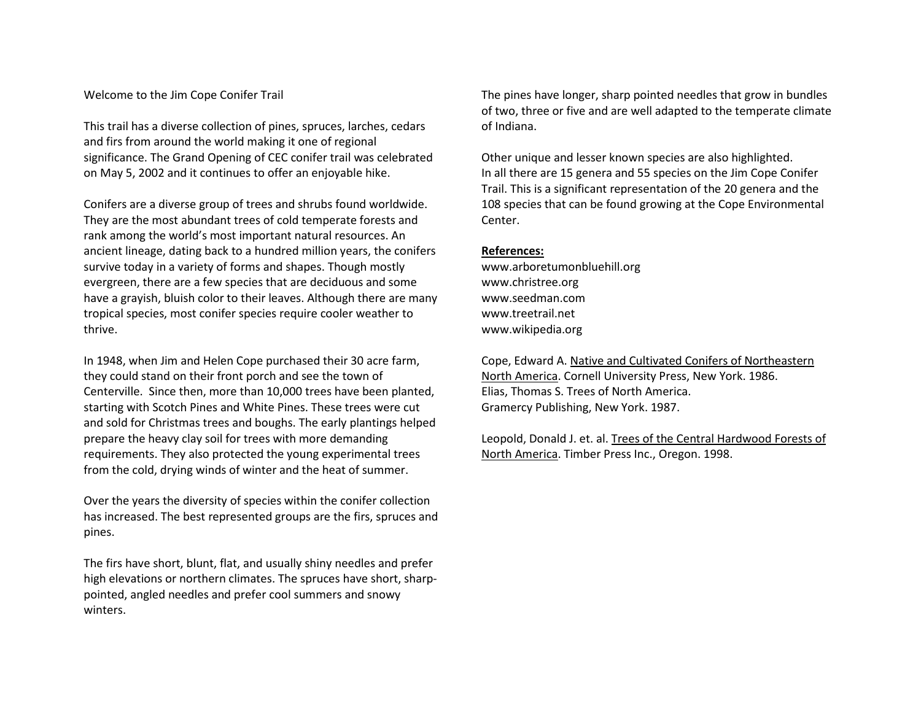Welcome to the Jim Cope Conifer Trail

This trail has a diverse collection of pines, spruces, larches, cedars and firs from around the world making it one of regional significance. The Grand Opening of CEC conifer trail was celebrated on May 5, 2002 and it continues to offer an enjoyable hike.

Conifers are a diverse group of trees and shrubs found worldwide. They are the most abundant trees of cold temperate forests and rank among the world's most important natural resources. An ancient lineage, dating back to a hundred million years, the conifers survive today in a variety of forms and shapes. Though mostly evergreen, there are a few species that are deciduous and some have a grayish, bluish color to their leaves. Although there are many tropical species, most conifer species require cooler weather to thrive.

In 1948, when Jim and Helen Cope purchased their 30 acre farm, they could stand on their front porch and see the town of Centerville. Since then, more than 10,000 trees have been planted, starting with Scotch Pines and White Pines. These trees were cut and sold for Christmas trees and boughs. The early plantings helped prepare the heavy clay soil for trees with more demanding requirements. They also protected the young experimental trees from the cold, drying winds of winter and the heat of summer.

Over the years the diversity of species within the conifer collection has increased. The best represented groups are the firs, spruces and pines.

The firs have short, blunt, flat, and usually shiny needles and prefer high elevations or northern climates. The spruces have short, sharp-pointed, angled needles and prefer cool summers and snowy winters.

The pines have longer, sharp pointed needles that grow in bundles of two, three or five and are well adapted to the temperate climate of Indiana.

Other unique and lesser known species are also highlighted. In all there are 15 genera and 55 species on the Jim Cope Conifer Trail. This is a significant representation of the 20 genera and the 108 species that can be found growing at the Cope Environmental Center.

**References:**

www.arboretumonbluehill.org
www.christree.org
www.seedman.com
www.treetrail.net
www.wikipedia.org

Cope, Edward A. Native and Cultivated Conifers of Northeastern North America. Cornell University Press, New York. 1986.
Elias, Thomas S. Trees of North America. Gramercy Publishing, New York. 1987.

Leopold, Donald J. et. al. Trees of the Central Hardwood Forests of North America. Timber Press Inc., Oregon. 1998.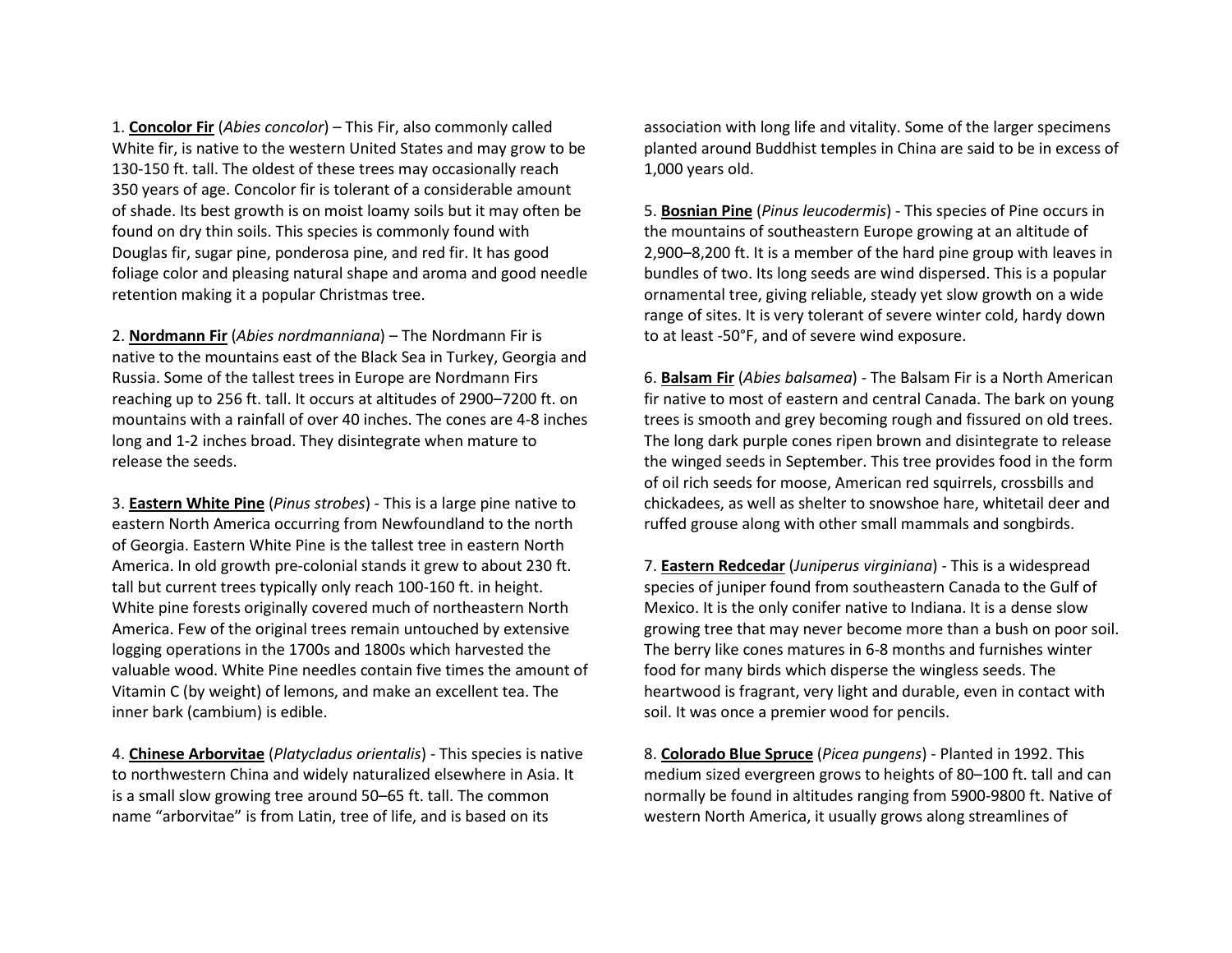1. **Concolor Fir** (*Abies concolor*) – This Fir, also commonly called White fir, is native to the western United States and may grow to be 130-150 ft. tall. The oldest of these trees may occasionally reach 350 years of age. Concolor fir is tolerant of a considerable amount of shade. Its best growth is on moist loamy soils but it may often be found on dry thin soils. This species is commonly found with Douglas fir, sugar pine, ponderosa pine, and red fir. It has good foliage color and pleasing natural shape and aroma and good needle retention making it a popular Christmas tree.

2. **Nordmann Fir** (*Abies nordmanniana*) – The Nordmann Fir is native to the mountains east of the Black Sea in Turkey, Georgia and Russia. Some of the tallest trees in Europe are Nordmann Firs reaching up to 256 ft. tall. It occurs at altitudes of 2900–7200 ft. on mountains with a rainfall of over 40 inches. The cones are 4-8 inches long and 1-2 inches broad. They disintegrate when mature to release the seeds.

3. **Eastern White Pine** (*Pinus strobes*) - This is a large pine native to eastern North America occurring from Newfoundland to the north of Georgia. Eastern White Pine is the tallest tree in eastern North America. In old growth pre-colonial stands it grew to about 230 ft. tall but current trees typically only reach 100-160 ft. in height. White pine forests originally covered much of northeastern North America. Few of the original trees remain untouched by extensive logging operations in the 1700s and 1800s which harvested the valuable wood. White Pine needles contain five times the amount of Vitamin C (by weight) of lemons, and make an excellent tea. The inner bark (cambium) is edible.

4. **Chinese Arborvitae** (*Platycladus orientalis*) - This species is native to northwestern China and widely naturalized elsewhere in Asia. It is a small slow growing tree around 50–65 ft. tall. The common name "arborvitae" is from Latin, tree of life, and is based on its association with long life and vitality. Some of the larger specimens planted around Buddhist temples in China are said to be in excess of 1,000 years old.

5. **Bosnian Pine** (*Pinus leucodermis*) - This species of Pine occurs in the mountains of southeastern Europe growing at an altitude of 2,900–8,200 ft. It is a member of the hard pine group with leaves in bundles of two. Its long seeds are wind dispersed. This is a popular ornamental tree, giving reliable, steady yet slow growth on a wide range of sites. It is very tolerant of severe winter cold, hardy down to at least -50°F, and of severe wind exposure.

6. **Balsam Fir** (*Abies balsamea*) - The Balsam Fir is a North American fir native to most of eastern and central Canada. The bark on young trees is smooth and grey becoming rough and fissured on old trees. The long dark purple cones ripen brown and disintegrate to release the winged seeds in September. This tree provides food in the form of oil rich seeds for moose, American red squirrels, crossbills and chickadees, as well as shelter to snowshoe hare, whitetail deer and ruffed grouse along with other small mammals and songbirds.

7. **Eastern Redcedar** (*Juniperus virginiana*) - This is a widespread species of juniper found from southeastern Canada to the Gulf of Mexico. It is the only conifer native to Indiana. It is a dense slow growing tree that may never become more than a bush on poor soil. The berry like cones matures in 6-8 months and furnishes winter food for many birds which disperse the wingless seeds. The heartwood is fragrant, very light and durable, even in contact with soil. It was once a premier wood for pencils.

8. **Colorado Blue Spruce** (*Picea pungens*) - Planted in 1992. This medium sized evergreen grows to heights of 80–100 ft. tall and can normally be found in altitudes ranging from 5900-9800 ft. Native of western North America, it usually grows along streamlines of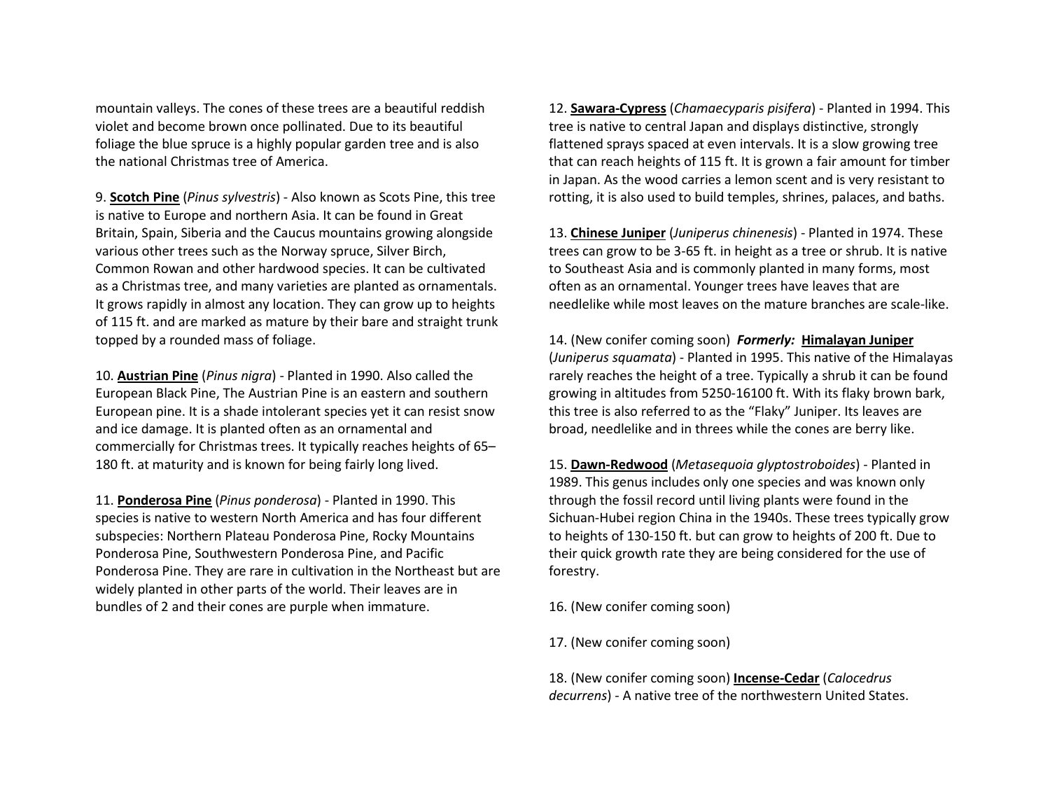mountain valleys. The cones of these trees are a beautiful reddish violet and become brown once pollinated. Due to its beautiful foliage the blue spruce is a highly popular garden tree and is also the national Christmas tree of America.

9. **Scotch Pine** (*Pinus sylvestris*) - Also known as Scots Pine, this tree is native to Europe and northern Asia. It can be found in Great Britain, Spain, Siberia and the Caucus mountains growing alongside various other trees such as the Norway spruce, Silver Birch, Common Rowan and other hardwood species. It can be cultivated as a Christmas tree, and many varieties are planted as ornamentals. It grows rapidly in almost any location. They can grow up to heights of 115 ft. and are marked as mature by their bare and straight trunk topped by a rounded mass of foliage.

10. **Austrian Pine** (*Pinus nigra*) - Planted in 1990. Also called the European Black Pine, The Austrian Pine is an eastern and southern European pine. It is a shade intolerant species yet it can resist snow and ice damage. It is planted often as an ornamental and commercially for Christmas trees. It typically reaches heights of 65–180 ft. at maturity and is known for being fairly long lived.

11. **Ponderosa Pine** (*Pinus ponderosa*) - Planted in 1990. This species is native to western North America and has four different subspecies: Northern Plateau Ponderosa Pine, Rocky Mountains Ponderosa Pine, Southwestern Ponderosa Pine, and Pacific Ponderosa Pine. They are rare in cultivation in the Northeast but are widely planted in other parts of the world. Their leaves are in bundles of 2 and their cones are purple when immature.

12. **Sawara-Cypress** (*Chamaecyparis pisifera*) - Planted in 1994. This tree is native to central Japan and displays distinctive, strongly flattened sprays spaced at even intervals. It is a slow growing tree that can reach heights of 115 ft. It is grown a fair amount for timber in Japan. As the wood carries a lemon scent and is very resistant to rotting, it is also used to build temples, shrines, palaces, and baths.

13. **Chinese Juniper** (*Juniperus chinenesis*) - Planted in 1974. These trees can grow to be 3-65 ft. in height as a tree or shrub. It is native to Southeast Asia and is commonly planted in many forms, most often as an ornamental. Younger trees have leaves that are needlelike while most leaves on the mature branches are scale-like.

14. (New conifer coming soon) ***Formerly:*** **Himalayan Juniper** (*Juniperus squamata*) - Planted in 1995. This native of the Himalayas rarely reaches the height of a tree. Typically a shrub it can be found growing in altitudes from 5250-16100 ft. With its flaky brown bark, this tree is also referred to as the "Flaky" Juniper. Its leaves are broad, needlelike and in threes while the cones are berry like.

15. **Dawn-Redwood** (*Metasequoia glyptostroboides*) - Planted in 1989. This genus includes only one species and was known only through the fossil record until living plants were found in the Sichuan-Hubei region China in the 1940s. These trees typically grow to heights of 130-150 ft. but can grow to heights of 200 ft. Due to their quick growth rate they are being considered for the use of forestry.

16. (New conifer coming soon)

17. (New conifer coming soon)

18. (New conifer coming soon) **Incense-Cedar** (*Calocedrus decurrens*) - A native tree of the northwestern United States.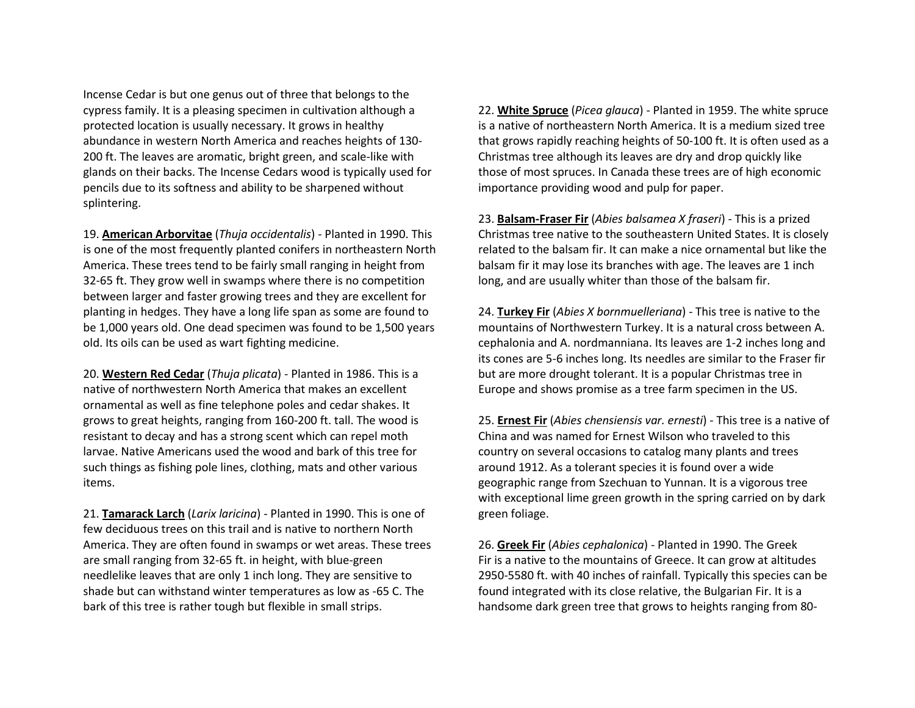Incense Cedar is but one genus out of three that belongs to the cypress family. It is a pleasing specimen in cultivation although a protected location is usually necessary. It grows in healthy abundance in western North America and reaches heights of 130-200 ft. The leaves are aromatic, bright green, and scale-like with glands on their backs. The Incense Cedars wood is typically used for pencils due to its softness and ability to be sharpened without splintering.

19. **American Arborvitae** (*Thuja occidentalis*) - Planted in 1990. This is one of the most frequently planted conifers in northeastern North America. These trees tend to be fairly small ranging in height from 32-65 ft. They grow well in swamps where there is no competition between larger and faster growing trees and they are excellent for planting in hedges. They have a long life span as some are found to be 1,000 years old. One dead specimen was found to be 1,500 years old. Its oils can be used as wart fighting medicine.

20. **Western Red Cedar** (*Thuja plicata*) - Planted in 1986. This is a native of northwestern North America that makes an excellent ornamental as well as fine telephone poles and cedar shakes. It grows to great heights, ranging from 160-200 ft. tall. The wood is resistant to decay and has a strong scent which can repel moth larvae. Native Americans used the wood and bark of this tree for such things as fishing pole lines, clothing, mats and other various items.

21. **Tamarack Larch** (*Larix laricina*) - Planted in 1990. This is one of few deciduous trees on this trail and is native to northern North America. They are often found in swamps or wet areas. These trees are small ranging from 32-65 ft. in height, with blue-green needlelike leaves that are only 1 inch long. They are sensitive to shade but can withstand winter temperatures as low as -65 C. The bark of this tree is rather tough but flexible in small strips.

22. **White Spruce** (*Picea glauca*) - Planted in 1959. The white spruce is a native of northeastern North America. It is a medium sized tree that grows rapidly reaching heights of 50-100 ft. It is often used as a Christmas tree although its leaves are dry and drop quickly like those of most spruces. In Canada these trees are of high economic importance providing wood and pulp for paper.

23. **Balsam-Fraser Fir** (*Abies balsamea X fraseri*) - This is a prized Christmas tree native to the southeastern United States. It is closely related to the balsam fir. It can make a nice ornamental but like the balsam fir it may lose its branches with age. The leaves are 1 inch long, and are usually whiter than those of the balsam fir.

24. **Turkey Fir** (*Abies X bornmuelleriana*) - This tree is native to the mountains of Northwestern Turkey. It is a natural cross between A. cephalonia and A. nordmanniana. Its leaves are 1-2 inches long and its cones are 5-6 inches long. Its needles are similar to the Fraser fir but are more drought tolerant. It is a popular Christmas tree in Europe and shows promise as a tree farm specimen in the US.

25. **Ernest Fir** (*Abies chensiensis var. ernesti*) - This tree is a native of China and was named for Ernest Wilson who traveled to this country on several occasions to catalog many plants and trees around 1912. As a tolerant species it is found over a wide geographic range from Szechuan to Yunnan. It is a vigorous tree with exceptional lime green growth in the spring carried on by dark green foliage.

26. **Greek Fir** (*Abies cephalonica*) - Planted in 1990. The Greek Fir is a native to the mountains of Greece. It can grow at altitudes 2950-5580 ft. with 40 inches of rainfall. Typically this species can be found integrated with its close relative, the Bulgarian Fir. It is a handsome dark green tree that grows to heights ranging from 80-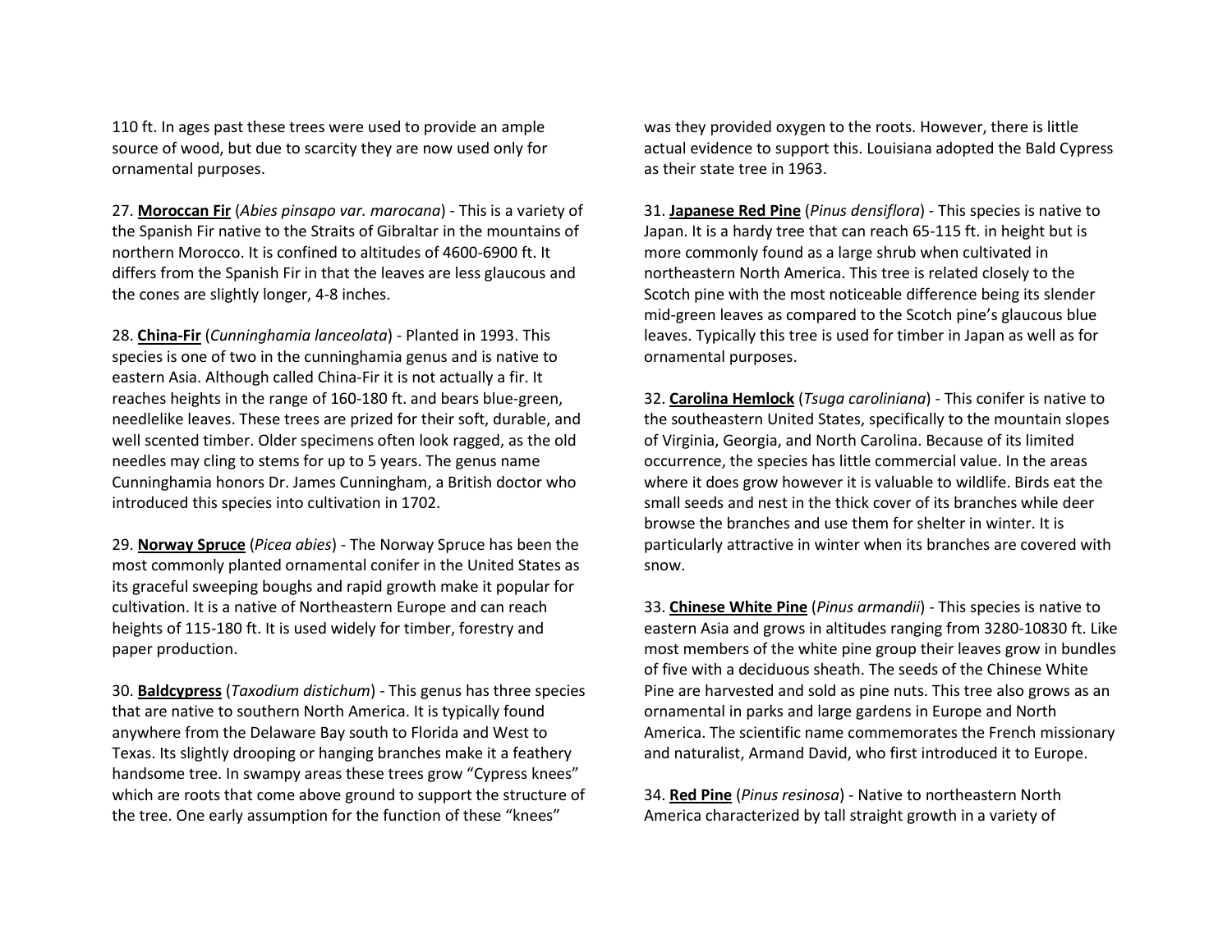110 ft. In ages past these trees were used to provide an ample source of wood, but due to scarcity they are now used only for ornamental purposes.

27. **Moroccan Fir** (*Abies pinsapo var. marocana*) - This is a variety of the Spanish Fir native to the Straits of Gibraltar in the mountains of northern Morocco. It is confined to altitudes of 4600-6900 ft. It differs from the Spanish Fir in that the leaves are less glaucous and the cones are slightly longer, 4-8 inches.

28. **China-Fir** (*Cunninghamia lanceolata*) - Planted in 1993. This species is one of two in the cunninghamia genus and is native to eastern Asia. Although called China-Fir it is not actually a fir. It reaches heights in the range of 160-180 ft. and bears blue-green, needlelike leaves. These trees are prized for their soft, durable, and well scented timber. Older specimens often look ragged, as the old needles may cling to stems for up to 5 years. The genus name Cunninghamia honors Dr. James Cunningham, a British doctor who introduced this species into cultivation in 1702.

29. **Norway Spruce** (*Picea abies*) - The Norway Spruce has been the most commonly planted ornamental conifer in the United States as its graceful sweeping boughs and rapid growth make it popular for cultivation. It is a native of Northeastern Europe and can reach heights of 115-180 ft. It is used widely for timber, forestry and paper production.

30. **Baldcypress** (*Taxodium distichum*) - This genus has three species that are native to southern North America. It is typically found anywhere from the Delaware Bay south to Florida and West to Texas. Its slightly drooping or hanging branches make it a feathery handsome tree. In swampy areas these trees grow "Cypress knees" which are roots that come above ground to support the structure of the tree. One early assumption for the function of these "knees" was they provided oxygen to the roots. However, there is little actual evidence to support this. Louisiana adopted the Bald Cypress as their state tree in 1963.

31. **Japanese Red Pine** (*Pinus densiflora*) - This species is native to Japan. It is a hardy tree that can reach 65-115 ft. in height but is more commonly found as a large shrub when cultivated in northeastern North America. This tree is related closely to the Scotch pine with the most noticeable difference being its slender mid-green leaves as compared to the Scotch pine's glaucous blue leaves. Typically this tree is used for timber in Japan as well as for ornamental purposes.

32. **Carolina Hemlock** (*Tsuga caroliniana*) - This conifer is native to the southeastern United States, specifically to the mountain slopes of Virginia, Georgia, and North Carolina. Because of its limited occurrence, the species has little commercial value. In the areas where it does grow however it is valuable to wildlife. Birds eat the small seeds and nest in the thick cover of its branches while deer browse the branches and use them for shelter in winter. It is particularly attractive in winter when its branches are covered with snow.

33. **Chinese White Pine** (*Pinus armandii*) - This species is native to eastern Asia and grows in altitudes ranging from 3280-10830 ft. Like most members of the white pine group their leaves grow in bundles of five with a deciduous sheath. The seeds of the Chinese White Pine are harvested and sold as pine nuts. This tree also grows as an ornamental in parks and large gardens in Europe and North America. The scientific name commemorates the French missionary and naturalist, Armand David, who first introduced it to Europe.

34. **Red Pine** (*Pinus resinosa*) - Native to northeastern North America characterized by tall straight growth in a variety of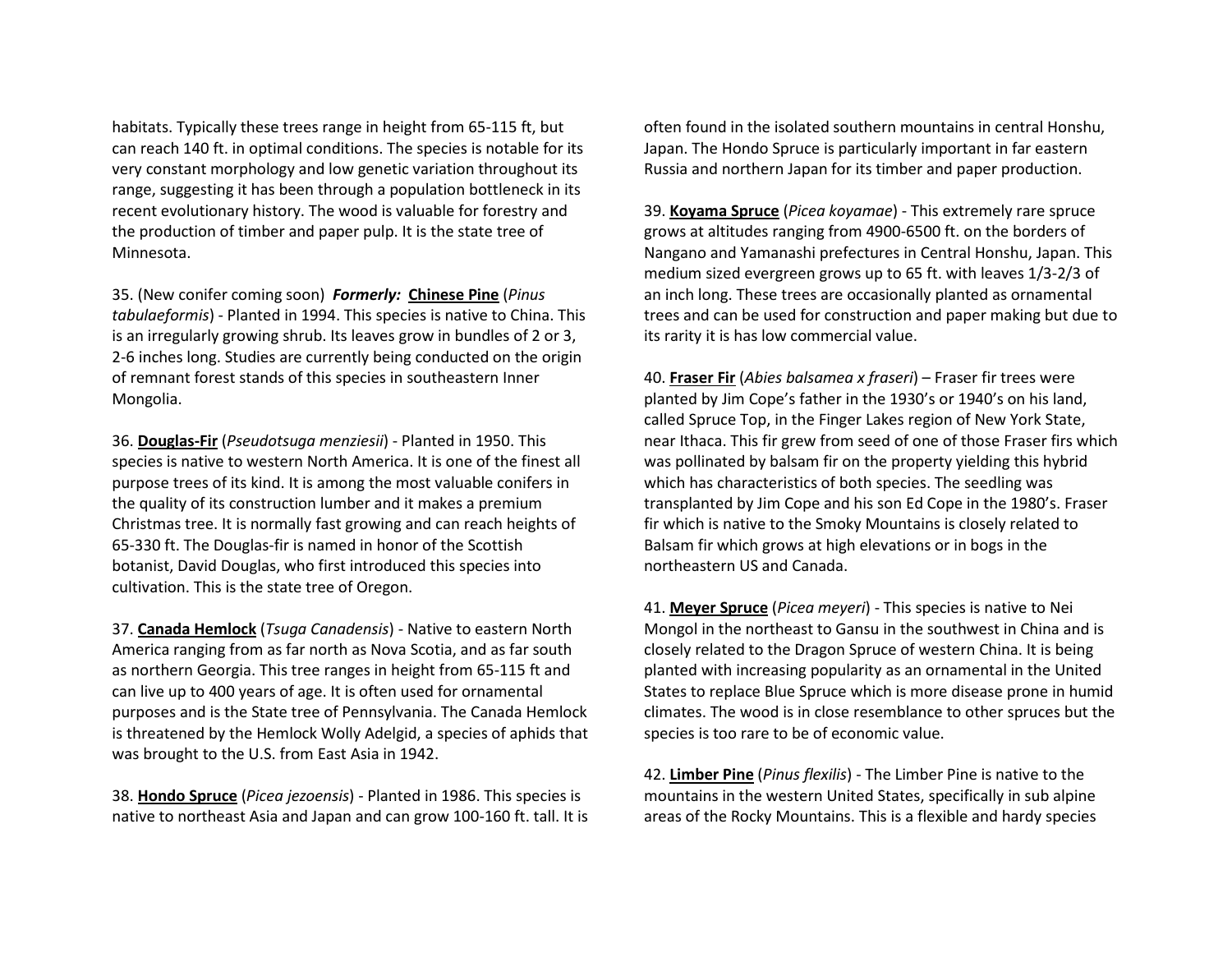habitats. Typically these trees range in height from 65-115 ft, but can reach 140 ft. in optimal conditions. The species is notable for its very constant morphology and low genetic variation throughout its range, suggesting it has been through a population bottleneck in its recent evolutionary history. The wood is valuable for forestry and the production of timber and paper pulp. It is the state tree of Minnesota.

35. (New conifer coming soon) ***Formerly:*** **Chinese Pine** (*Pinus tabulaeformis*) - Planted in 1994. This species is native to China. This is an irregularly growing shrub. Its leaves grow in bundles of 2 or 3, 2-6 inches long. Studies are currently being conducted on the origin of remnant forest stands of this species in southeastern Inner Mongolia.

36. **Douglas-Fir** (*Pseudotsuga menziesii*) - Planted in 1950. This species is native to western North America. It is one of the finest all purpose trees of its kind. It is among the most valuable conifers in the quality of its construction lumber and it makes a premium Christmas tree. It is normally fast growing and can reach heights of 65-330 ft. The Douglas-fir is named in honor of the Scottish botanist, David Douglas, who first introduced this species into cultivation. This is the state tree of Oregon.

37. **Canada Hemlock** (*Tsuga Canadensis*) - Native to eastern North America ranging from as far north as Nova Scotia, and as far south as northern Georgia. This tree ranges in height from 65-115 ft and can live up to 400 years of age. It is often used for ornamental purposes and is the State tree of Pennsylvania. The Canada Hemlock is threatened by the Hemlock Wolly Adelgid, a species of aphids that was brought to the U.S. from East Asia in 1942.

38. **Hondo Spruce** (*Picea jezoensis*) - Planted in 1986. This species is native to northeast Asia and Japan and can grow 100-160 ft. tall. It is often found in the isolated southern mountains in central Honshu, Japan. The Hondo Spruce is particularly important in far eastern Russia and northern Japan for its timber and paper production.

39. **Koyama Spruce** (*Picea koyamae*) - This extremely rare spruce grows at altitudes ranging from 4900-6500 ft. on the borders of Nangano and Yamanashi prefectures in Central Honshu, Japan. This medium sized evergreen grows up to 65 ft. with leaves 1/3-2/3 of an inch long. These trees are occasionally planted as ornamental trees and can be used for construction and paper making but due to its rarity it is has low commercial value.

40. **Fraser Fir** (*Abies balsamea x fraseri*) – Fraser fir trees were planted by Jim Cope's father in the 1930's or 1940's on his land, called Spruce Top, in the Finger Lakes region of New York State, near Ithaca. This fir grew from seed of one of those Fraser firs which was pollinated by balsam fir on the property yielding this hybrid which has characteristics of both species. The seedling was transplanted by Jim Cope and his son Ed Cope in the 1980's. Fraser fir which is native to the Smoky Mountains is closely related to Balsam fir which grows at high elevations or in bogs in the northeastern US and Canada.

41. **Meyer Spruce** (*Picea meyeri*) - This species is native to Nei Mongol in the northeast to Gansu in the southwest in China and is closely related to the Dragon Spruce of western China. It is being planted with increasing popularity as an ornamental in the United States to replace Blue Spruce which is more disease prone in humid climates. The wood is in close resemblance to other spruces but the species is too rare to be of economic value.

42. **Limber Pine** (*Pinus flexilis*) - The Limber Pine is native to the mountains in the western United States, specifically in sub alpine areas of the Rocky Mountains. This is a flexible and hardy species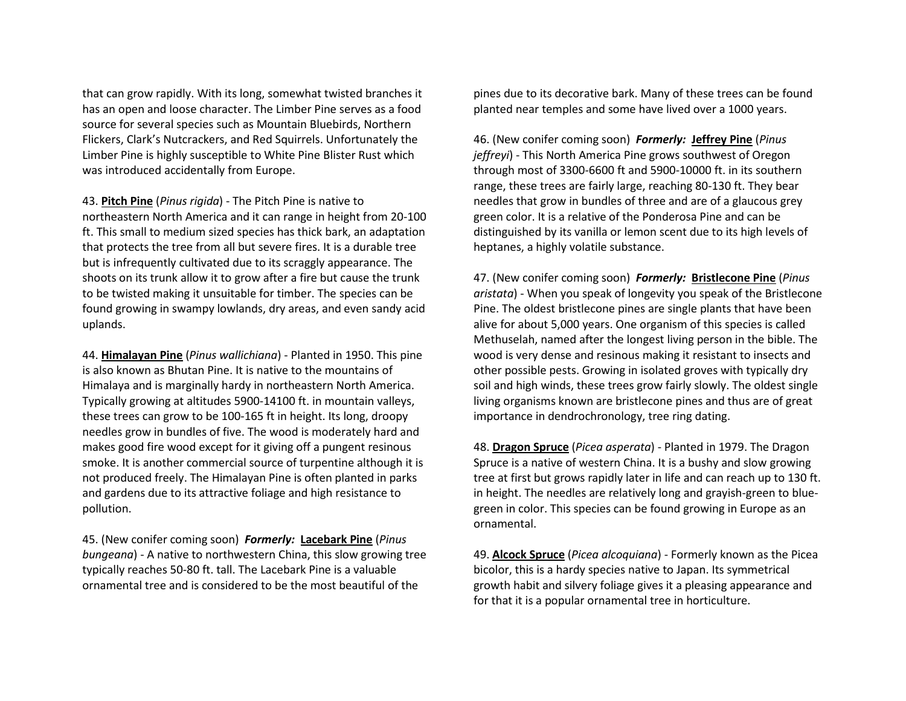that can grow rapidly. With its long, somewhat twisted branches it has an open and loose character. The Limber Pine serves as a food source for several species such as Mountain Bluebirds, Northern Flickers, Clark's Nutcrackers, and Red Squirrels. Unfortunately the Limber Pine is highly susceptible to White Pine Blister Rust which was introduced accidentally from Europe.

43. **Pitch Pine** (*Pinus rigida*) - The Pitch Pine is native to northeastern North America and it can range in height from 20-100 ft. This small to medium sized species has thick bark, an adaptation that protects the tree from all but severe fires. It is a durable tree but is infrequently cultivated due to its scraggly appearance. The shoots on its trunk allow it to grow after a fire but cause the trunk to be twisted making it unsuitable for timber. The species can be found growing in swampy lowlands, dry areas, and even sandy acid uplands.

44. **Himalayan Pine** (*Pinus wallichiana*) - Planted in 1950. This pine is also known as Bhutan Pine. It is native to the mountains of Himalaya and is marginally hardy in northeastern North America. Typically growing at altitudes 5900-14100 ft. in mountain valleys, these trees can grow to be 100-165 ft in height. Its long, droopy needles grow in bundles of five. The wood is moderately hard and makes good fire wood except for it giving off a pungent resinous smoke. It is another commercial source of turpentine although it is not produced freely. The Himalayan Pine is often planted in parks and gardens due to its attractive foliage and high resistance to pollution.

45. (New conifer coming soon) ***Formerly:*** **Lacebark Pine** (*Pinus bungeana*) - A native to northwestern China, this slow growing tree typically reaches 50-80 ft. tall. The Lacebark Pine is a valuable ornamental tree and is considered to be the most beautiful of the pines due to its decorative bark. Many of these trees can be found planted near temples and some have lived over a 1000 years.

46. (New conifer coming soon) ***Formerly:*** **Jeffrey Pine** (*Pinus jeffreyi*) - This North America Pine grows southwest of Oregon through most of 3300-6600 ft and 5900-10000 ft. in its southern range, these trees are fairly large, reaching 80-130 ft. They bear needles that grow in bundles of three and are of a glaucous grey green color. It is a relative of the Ponderosa Pine and can be distinguished by its vanilla or lemon scent due to its high levels of heptanes, a highly volatile substance.

47. (New conifer coming soon) ***Formerly:*** **Bristlecone Pine** (*Pinus aristata*) - When you speak of longevity you speak of the Bristlecone Pine. The oldest bristlecone pines are single plants that have been alive for about 5,000 years. One organism of this species is called Methuselah, named after the longest living person in the bible. The wood is very dense and resinous making it resistant to insects and other possible pests. Growing in isolated groves with typically dry soil and high winds, these trees grow fairly slowly. The oldest single living organisms known are bristlecone pines and thus are of great importance in dendrochronology, tree ring dating.

48. **Dragon Spruce** (*Picea asperata*) - Planted in 1979. The Dragon Spruce is a native of western China. It is a bushy and slow growing tree at first but grows rapidly later in life and can reach up to 130 ft. in height. The needles are relatively long and grayish-green to blue-green in color. This species can be found growing in Europe as an ornamental.

49. **Alcock Spruce** (*Picea alcoquiana*) - Formerly known as the Picea bicolor, this is a hardy species native to Japan. Its symmetrical growth habit and silvery foliage gives it a pleasing appearance and for that it is a popular ornamental tree in horticulture.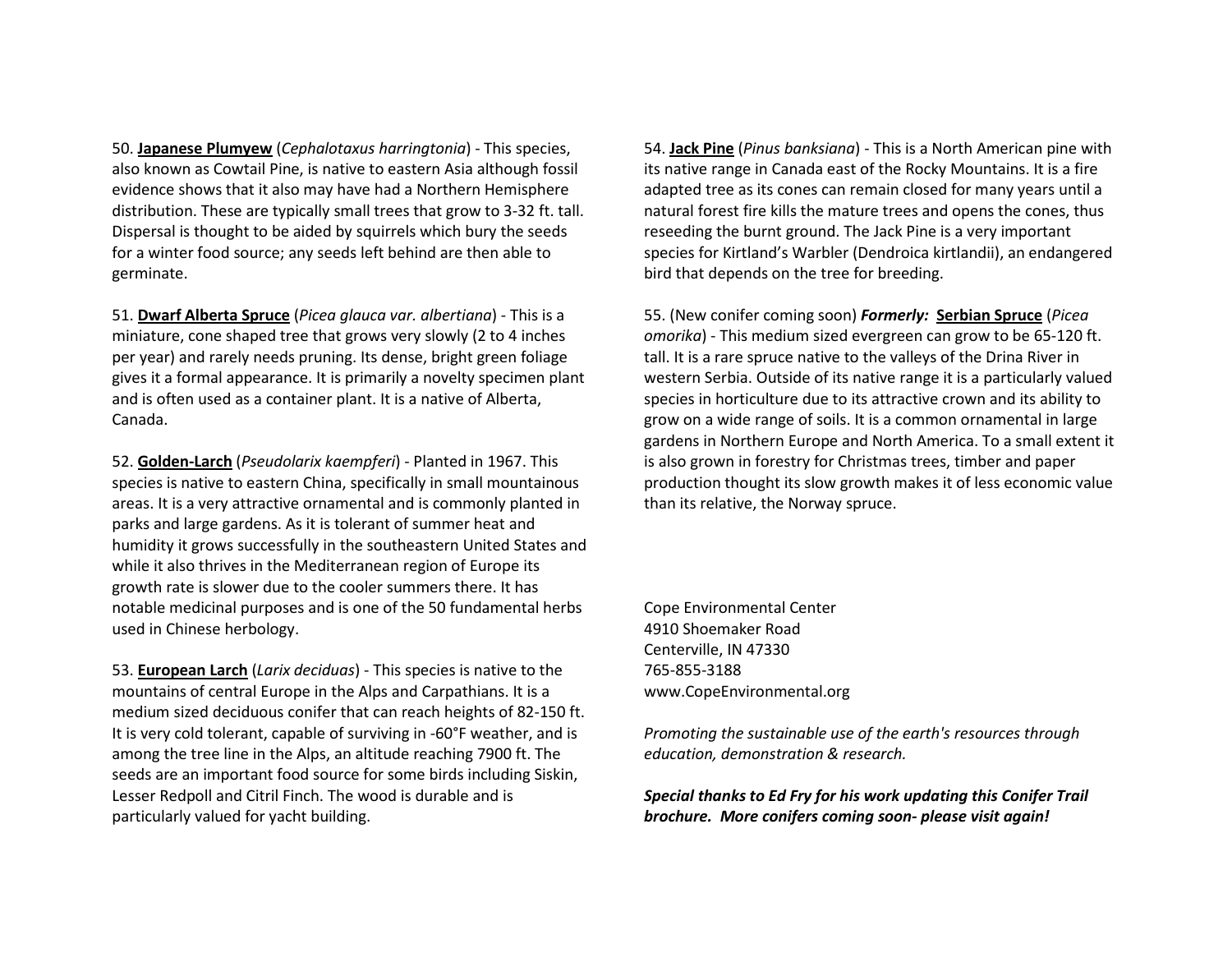50. **Japanese Plumyew** (*Cephalotaxus harringtonia*) - This species, also known as Cowtail Pine, is native to eastern Asia although fossil evidence shows that it also may have had a Northern Hemisphere distribution. These are typically small trees that grow to 3-32 ft. tall. Dispersal is thought to be aided by squirrels which bury the seeds for a winter food source; any seeds left behind are then able to germinate.

51. **Dwarf Alberta Spruce** (*Picea glauca var. albertiana*) - This is a miniature, cone shaped tree that grows very slowly (2 to 4 inches per year) and rarely needs pruning. Its dense, bright green foliage gives it a formal appearance. It is primarily a novelty specimen plant and is often used as a container plant. It is a native of Alberta, Canada.

52. **Golden-Larch** (*Pseudolarix kaempferi*) - Planted in 1967. This species is native to eastern China, specifically in small mountainous areas. It is a very attractive ornamental and is commonly planted in parks and large gardens. As it is tolerant of summer heat and humidity it grows successfully in the southeastern United States and while it also thrives in the Mediterranean region of Europe its growth rate is slower due to the cooler summers there. It has notable medicinal purposes and is one of the 50 fundamental herbs used in Chinese herbology.

53. **European Larch** (*Larix deciduas*) - This species is native to the mountains of central Europe in the Alps and Carpathians. It is a medium sized deciduous conifer that can reach heights of 82-150 ft. It is very cold tolerant, capable of surviving in -60˚F weather, and is among the tree line in the Alps, an altitude reaching 7900 ft. The seeds are an important food source for some birds including Siskin, Lesser Redpoll and Citril Finch. The wood is durable and is particularly valued for yacht building.

54. **Jack Pine** (*Pinus banksiana*) - This is a North American pine with its native range in Canada east of the Rocky Mountains. It is a fire adapted tree as its cones can remain closed for many years until a natural forest fire kills the mature trees and opens the cones, thus reseeding the burnt ground. The Jack Pine is a very important species for Kirtland's Warbler (Dendroica kirtlandii), an endangered bird that depends on the tree for breeding.

55. (New conifer coming soon) ***Formerly:*** **Serbian Spruce** (*Picea omorika*) - This medium sized evergreen can grow to be 65-120 ft. tall. It is a rare spruce native to the valleys of the Drina River in western Serbia. Outside of its native range it is a particularly valued species in horticulture due to its attractive crown and its ability to grow on a wide range of soils. It is a common ornamental in large gardens in Northern Europe and North America. To a small extent it is also grown in forestry for Christmas trees, timber and paper production thought its slow growth makes it of less economic value than its relative, the Norway spruce.

Cope Environmental Center
4910 Shoemaker Road
Centerville, IN 47330
765-855-3188
www.CopeEnvironmental.org

*Promoting the sustainable use of the earth's resources through education, demonstration & research.*

***Special thanks to Ed Fry for his work updating this Conifer Trail brochure. More conifers coming soon- please visit again!***